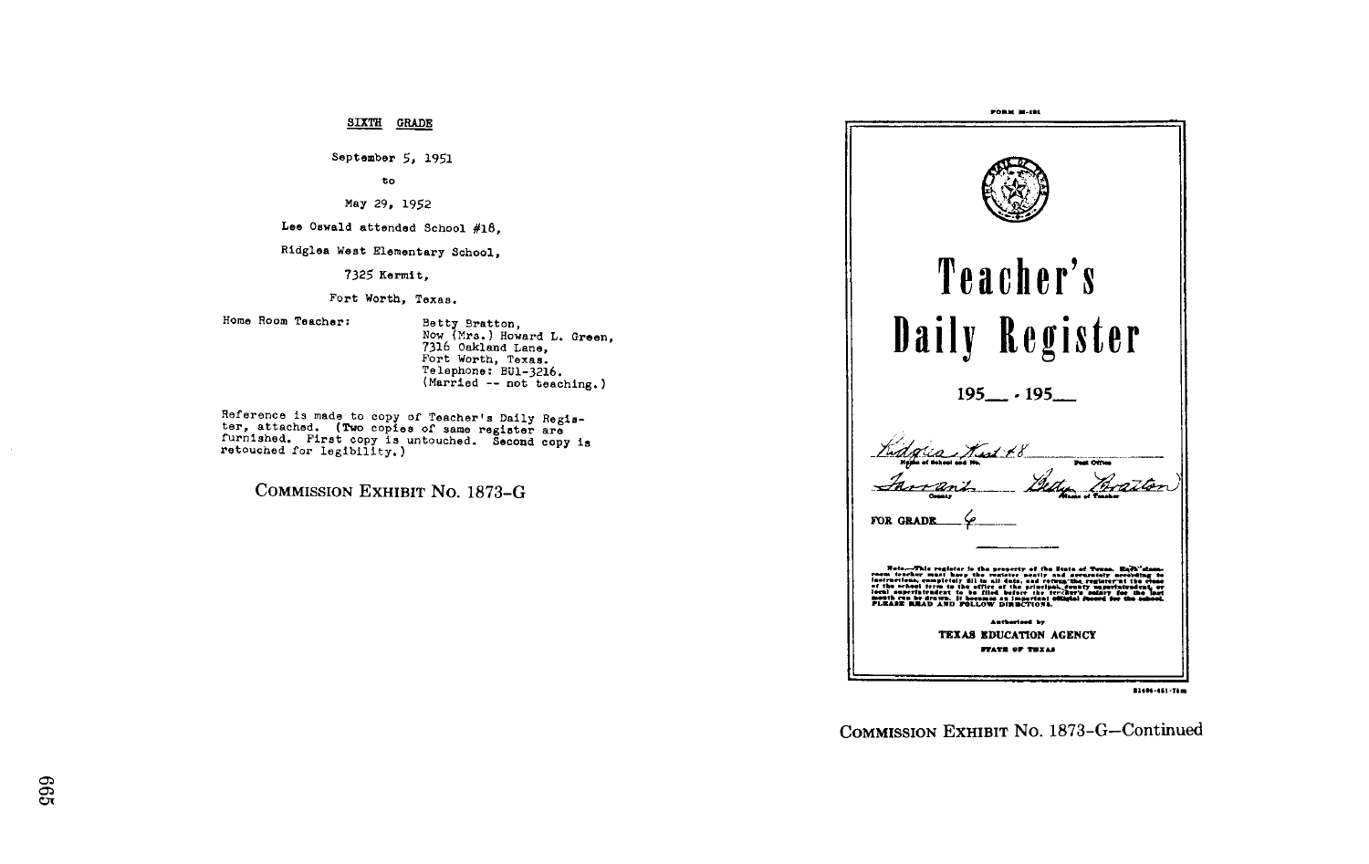SIXTH GRADE

September 5, 1951

to

May 29, 1952

Lee Oswald attended School #18,

Ridglea West Elementary School,

7325 Kermit,

Fort Worth, Texas.

Home Room Teacher: Betty Bratton,
Now (Mrs.) Howard L. Green,
7316 Oakland Lane,
Fort Worth, Texas.
Telephone: BU1-3216.
(Married -- not teaching.)

Reference is made to copy of Teacher's Daily Register, attached. (Two copies of same register are furnished. First copy is untouched. Second copy is retouched for legibility.)

COMMISSION EXHIBIT No. 1873-G

FORM M-101

# Teacher's Daily Register

195__ - 195__

Ridglea West #8 — Name of School and No. — Post Office

Tarrant — County — Betty Bratton — Name of Teacher

FOR GRADE 6

Note—This register is the property of the State of Texas. Each classroom teacher must keep the register neatly and accurately according to instructions, completely fill in all data, and return the register at the close of the school term to the office of the principal, county superintendent, or local superintendent to be filed before the teacher's salary for the last month can be drawn. It becomes an important official record for the school. PLEASE READ AND FOLLOW DIRECTIONS.

Authorized by

TEXAS EDUCATION AGENCY

STATE OF TEXAS

COMMISSION EXHIBIT No. 1873-G—Continued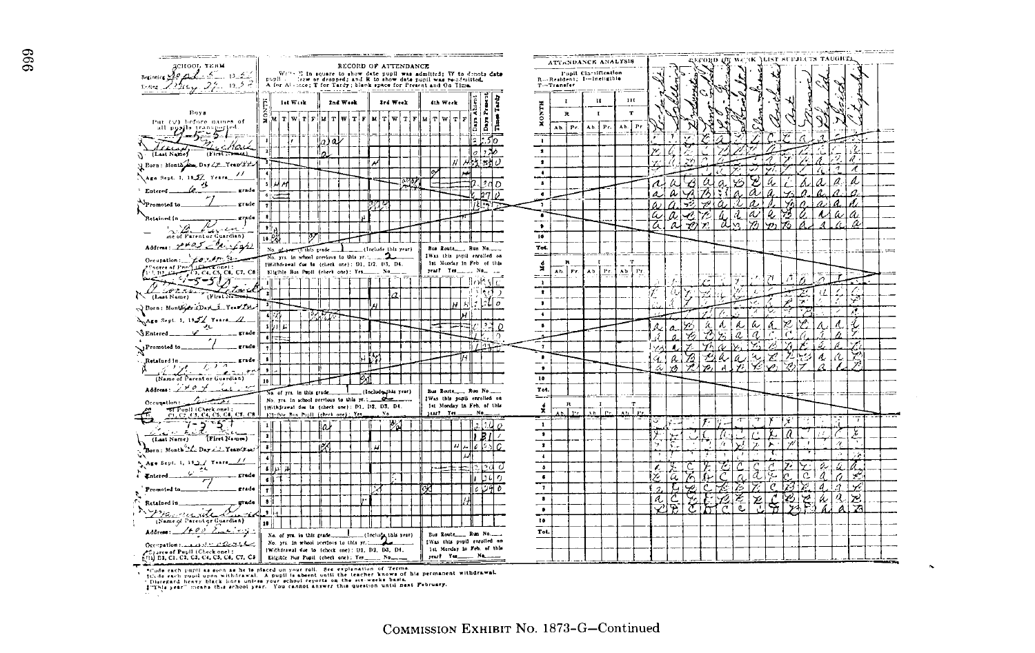| SCHOOL TERM | RECORD OF ATTENDANCE |
|---|---|
| Beginning Sept. 6, 1951 | Write E in square to show date pupil was admitted; W to denote date pupil withdrew or dropped; and R to show date pupil was re-admitted. A for Absence; T for Tardy; blank space for Present and On Time. |
| Ending May 24, 1952 | |

**Boys**

Put (✓) before names of all pupils transported

| Pupil | Attendance summary |
|---|---|
| (Last Name) (First Name) | No. of yrs. in this grade 1 (Include this year) |
| Born: Month Day Year | No. yrs. in school previous to this yr. 2 |
| Age Sept. 1, 1951 Years 11 | (Withdrawal due to (check one): D1, D2, D3, D4. |
| Entered 6 grade | Eligible Bus Pupil (check one): Yes No |
| Promoted to 7 grade | Bus Route Run No. |
| Retained in grade | (Was this pupil enrolled on 1st Monday in Feb. of this year? Yes No |
| (Name of Parent or Guardian) | |
| Address: | |
| Occupation: | |
| Sources of Pupil (Check one): C1, C2, C3, C4, C5, C6, C7, C8 | |

| Pupil | Attendance summary |
|---|---|
| (Last Name) (First Name) | No. of yrs. in this grade 1 (Include this year) |
| Born: Month Day Year | No. yrs. in school previous to this yr. |
| Age Sept. 1, 1951 Years 11 | (Withdrawal due to (check one): D1, D2, D3, D4. |
| Entered grade | Eligible Bus Pupil (check one): Yes No |
| Promoted to 7 grade | Bus Route Run No. |
| Retained in grade | (Was this pupil enrolled on 1st Monday in Feb. of this year? Yes No |
| (Name of Parent or Guardian) | |
| Address: | |
| Occupation: | |
| Sources of Pupil (Check one): C1, C2, C3, C4, C5, C6, C7, C8 | |

| Pupil | Attendance summary |
|---|---|
| (Last Name) (First Name) | No. of yrs. in this grade 1 (Include this year) |
| Born: Month Day Year | No. yrs. in school previous to this yr. |
| Age Sept. 1, 1951 Years 11 | (Withdrawal due to (check one): D1, D2, D3, D4. |
| Entered 6 grade | Eligible Bus Pupil (check one): Yes No |
| Promoted to 7 grade | Bus Route Run No. |
| Retained in grade | (Was this pupil enrolled on 1st Monday in Feb. of this year? Yes No |
| (Name of Parent or Guardian) | |
| Address: | |
| Occupation: | |
| Sources of Pupil (Check one): D1, D2, C1, C2, C3, C4, C5, C6, C7, C8 | |

| MONTH | 1st Week M T W T F | 2nd Week M T W T F | 3rd Week M T W T F | 4th Week M T W T F | Days Absent | Days Present | Times Tardy |
|---|---|---|---|---|---|---|---|
| 1 | | | | | | | |
| 2 | | | | | | | |
| 3 | | | | | | | |
| 4 | | | | | | | |
| 5 | | | | | | | |
| 6 | | | | | | | |
| 7 | | | | | | | |
| 8 | | | | | | | |
| 9 | | | | | | | |
| 10 | | | | | | | |

**ATTENDANCE ANALYSIS**

Pupil Classification
R—Resident; I—Ineligible
T—Transfer

| MONTH | I R Ab | I R Pr | II I Ab | II I Pr | III T Ab | III T Pr |
|---|---|---|---|---|---|---|
| 1 | | | | | | |
| 2 | | | | | | |
| 3 | | | | | | |
| 4 | | | | | | |
| 5 | | | | | | |
| 6 | | | | | | |
| 7 | | | | | | |
| 8 | | | | | | |
| 9 | | | | | | |
| 10 | | | | | | |
| Tot. | | | | | | |

**RECORD OF WORK (LIST SUBJECTS TAUGHT)**

| Reading | Spelling | Writing | Language | Geography | History | Health | Arithmetic | Art | Music | Phy. Ed. | Science |
|---|---|---|---|---|---|---|---|---|---|---|---|

*Code each pupil as soon as he is placed on your roll. See explanation of Terms.
†Code each pupil upon withdrawal. A pupil is absent until the teacher knows of his permanent withdrawal.
Disregard heavy black lines unless your school reports on the six weeks basis.
‡"This year" means this school year. You cannot answer this question until next February.

COMMISSION EXHIBIT No. 1873-G—Continued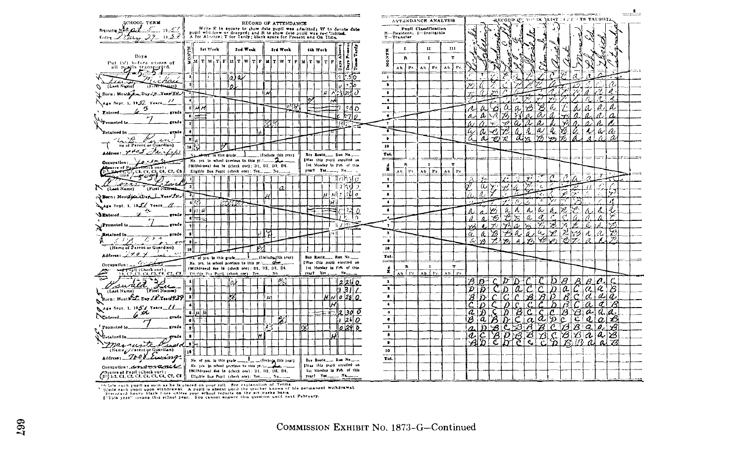## SCHOOL TERM

Beginning Sept. 5 1951
Ending May 29 1952

Boys

Put (√) before names of all pupils transported.

## RECORD OF ATTENDANCE

Write E in square to show date pupil was admitted; W to denote date pupil withdrew or dropped; and R to show date pupil was re-admitted. A for Absence; T for Tardy; blank space for Present and On Time.

| MONTH | 1st Week M T W T F | 2nd Week M T W T F | 3rd Week M T W T F | 4th Week M T W T F | Days Absent | Days Present | Times Tardy |
|---|---|---|---|---|---|---|---|
| 1 | | a a | | | 2 | 5 | 0 |
| 2 | | a | | | 0 | 20 | |
| 3 | | | H | H | 3 | 25 | 0 |
| 4 | | | | H | | | |
| 5 | H H | | | | 2 | 30 | 0 |
| 6 | | | | | 1 | 27 | 0 |

Name: Michael (Last Name) (First Name)
Born: Month June Day 14 Year 1940
Age Sept. 1, 1951 Years 11
Entered 6 grade
Promoted to 7 grade
Retained in ____ grade
(Name of Parent or Guardian)
Address: 4405 ...
Occupation: ...
Source of Pupil (Check one): D1, C1, C2, C3, C4, C5, C6, C7, C8

No. yrs. in this grade ____ (Include this year)
No. yrs. in school previous to this yr. 2
Withdrawal due to (check one): D1, D2, D3, D4.
Eligible Bus Pupil (check one): Yes ____ No ____

Bus Route ____ Run No. ____
Was this pupil enrolled on 1st Monday in Feb. of this year? Yes ____ No ____

Name: ... (Last Name) (First Name)
Born: Month ... Day 1 Year 1940
Age Sept. 1, 1951 Years 11
Entered 6 grade
Promoted to 7 grade
Retained in ____ grade
(Name of Parent or Guardian)
Address: 4409 ...
Occupation: ...

No. of yrs. in this grade 1 (Include this year)
No. yrs. in school previous to this yr. ____
Withdrawal due to (check one): D1, D2, D3, D4.
Eligible Bus Pupil (check one): Yes ____ No ____

Bus Route ____ Run No. ____
Was this pupil enrolled on 1st Monday in Feb. of this year? Yes ____ No ____

Oswald Lee (Last Name) (First Name)
Born: Month Oct. Day 18 Year 1939
Age Sept. 1, 1951 Years 11
Entered 6th grade
Promoted to 7 grade
Retained in ____ grade
Marguerite Oswald (Name of Parent or Guardian)
Address: 7408 Ewing
Occupation: insurance
Source of Pupil (Check one): (D1) 1/2, C1, C2, C3, C4, C5, C6, C7, C8

| MONTH | Days Absent | Days Present | Times Tardy |
|---|---|---|---|
| 1 | 2 | 24 | 0 |
| 2 | 1 | 31 | 1 |
| 3 | 0 | 28 | 0 |
| 4 | | | |
| 5 | 2 | 30 | 0 |
| 6 | 1 | 26 | 0 |
| 7 | 0 | 29 | 0 |

No. of yrs. in this grade 1 (Include this year)
No. yrs. in school previous to this yr. 2
Withdrawal due to (check one): D1, D2, D3, D4.
Eligible Bus Pupil (check one): Yes ____ No ____

Bus Route ____ Run No. ____
Was this pupil enrolled on 1st Monday in Feb. of this year? Yes ____ No ____

## ATTENDANCE ANALYSIS

Pupil Classification
R—Resident; I—Ineligible
T—Transfer

## RECORD OF WORK LIST SUBJECTS TAUGHT

Subjects: Arithmetic, Spelling, Handwriting, Language, Geography, Health, Citizenship, Art, Music, Physical Ed, English, Reading

| Month | | | | | | | | | | | | |
|---|---|---|---|---|---|---|---|---|---|---|---|---|
| 1 | B | D | C | D | D | C | C | D | B | B | C | C |
| 2 | D | D | C | D | a | C | C | D | a | C | a | B |
| 3 | B | D | C | C | C | B | B | D | B | C | a | a |
| 4 | C | D | C | D | C | C | C | D | B | C | a | B |
| 5 | a | D | C | D | B | C | C | C | B | B | a | a |
| 6 | B | a | B | D | C | a | a | D | C | C | a | B |
| 7 | a | D | B | C | B | B | B | C | B | B | a | B |
| 8 | a | C | B | D | B | B | B | C | B | B | a | B |
| 9 | A | D | C | D | C | C | C | D | B | B | a | B |

* Code each pupil as soon as he is placed on your roll. See explanation of Terms.
† Code each pupil upon withdrawal. A pupil is absent until the teacher knows of his permanent withdrawal.
Disregard heavy black lines unless your school reports on the six-weeks basis.
‡ "This year" means this school year. You cannot answer this question until next February.

COMMISSION EXHIBIT No. 1873-G—Continued